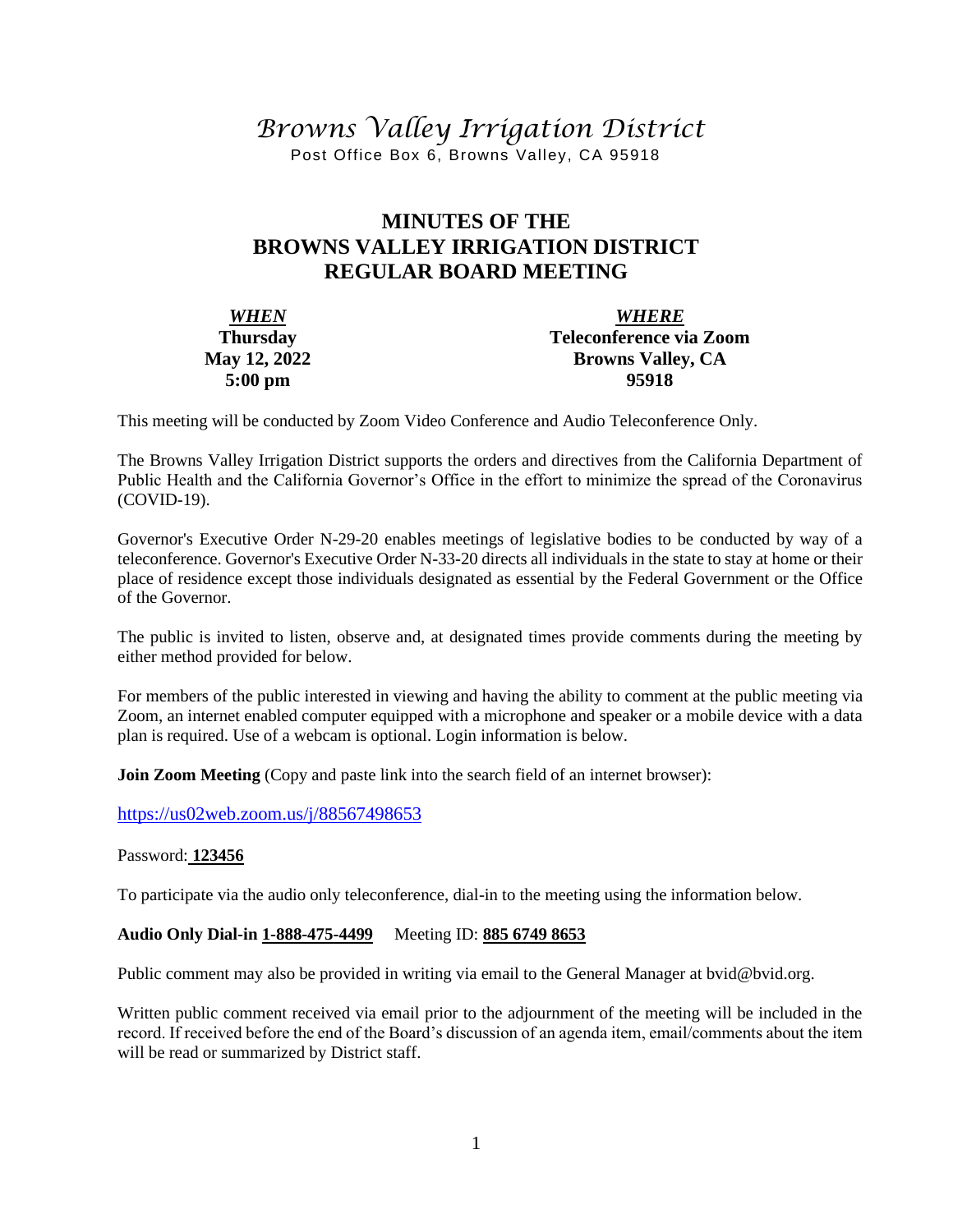# *Browns Valley Irrigation District*

Post Office Box 6, Browns Valley, CA 95918

## MINUTES OF THE BROWNS VALLEY IRRIGATION DISTRICT REGULAR BOARD MEETING

| ***WHEN*** | ***WHERE*** |
|---|---|
| **Thursday** | **Teleconference via Zoom** |
| **May 12, 2022** | **Browns Valley, CA** |
| **5:00 pm** | **95918** |

This meeting will be conducted by Zoom Video Conference and Audio Teleconference Only.

The Browns Valley Irrigation District supports the orders and directives from the California Department of Public Health and the California Governor's Office in the effort to minimize the spread of the Coronavirus (COVID-19).

Governor's Executive Order N-29-20 enables meetings of legislative bodies to be conducted by way of a teleconference. Governor's Executive Order N-33-20 directs all individuals in the state to stay at home or their place of residence except those individuals designated as essential by the Federal Government or the Office of the Governor.

The public is invited to listen, observe and, at designated times provide comments during the meeting by either method provided for below.

For members of the public interested in viewing and having the ability to comment at the public meeting via Zoom, an internet enabled computer equipped with a microphone and speaker or a mobile device with a data plan is required. Use of a webcam is optional. Login information is below.

**Join Zoom Meeting** (Copy and paste link into the search field of an internet browser):

https://us02web.zoom.us/j/88567498653

Password: **123456**

To participate via the audio only teleconference, dial-in to the meeting using the information below.

**Audio Only Dial-in 1-888-475-4499** Meeting ID: **885 6749 8653**

Public comment may also be provided in writing via email to the General Manager at bvid@bvid.org.

Written public comment received via email prior to the adjournment of the meeting will be included in the record. If received before the end of the Board's discussion of an agenda item, email/comments about the item will be read or summarized by District staff.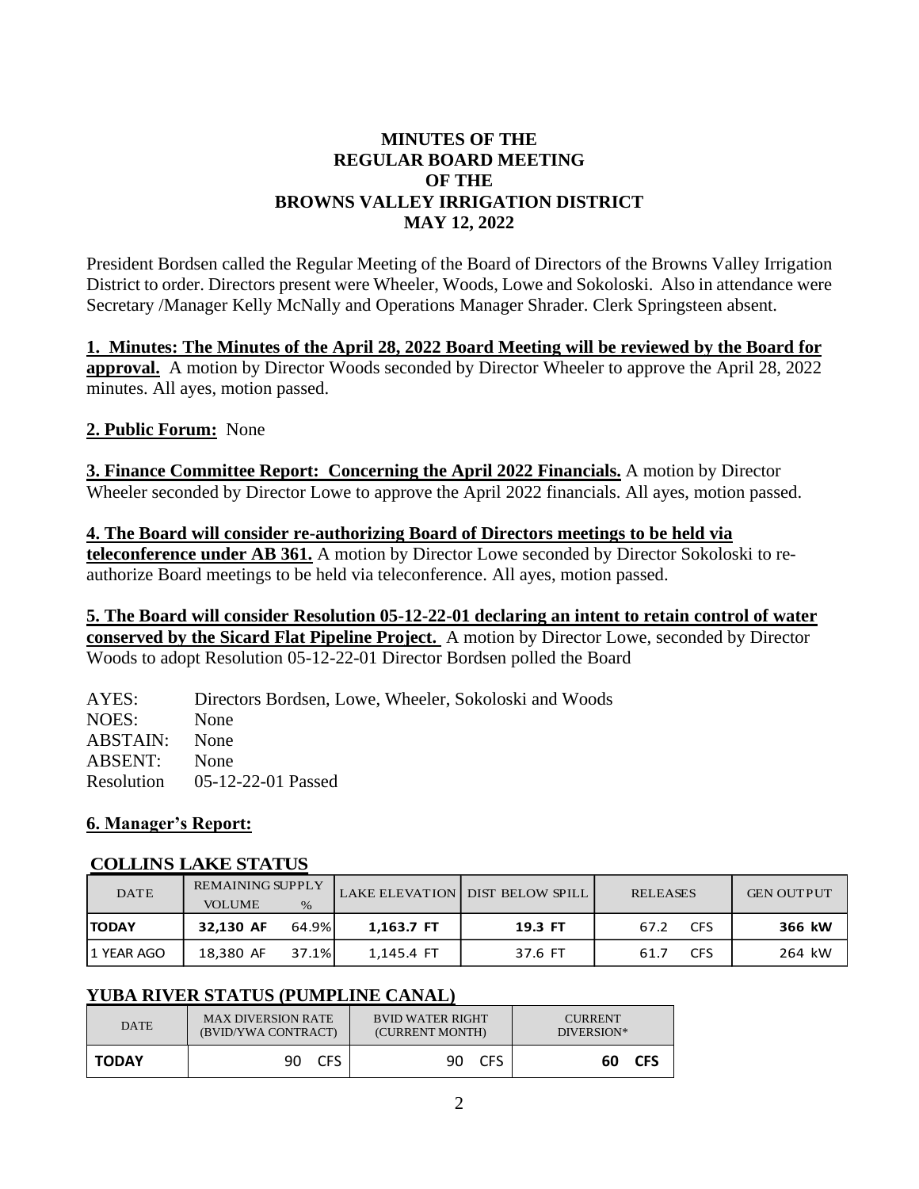**MINUTES OF THE**
**REGULAR BOARD MEETING**
**OF THE**
**BROWNS VALLEY IRRIGATION DISTRICT**
**MAY 12, 2022**

President Bordsen called the Regular Meeting of the Board of Directors of the Browns Valley Irrigation District to order. Directors present were Wheeler, Woods, Lowe and Sokoloski. Also in attendance were Secretary /Manager Kelly McNally and Operations Manager Shrader. Clerk Springsteen absent.

**1. Minutes: The Minutes of the April 28, 2022 Board Meeting will be reviewed by the Board for approval.** A motion by Director Woods seconded by Director Wheeler to approve the April 28, 2022 minutes. All ayes, motion passed.

**2. Public Forum:** None

**3. Finance Committee Report: Concerning the April 2022 Financials.** A motion by Director Wheeler seconded by Director Lowe to approve the April 2022 financials. All ayes, motion passed.

**4. The Board will consider re-authorizing Board of Directors meetings to be held via teleconference under AB 361.** A motion by Director Lowe seconded by Director Sokoloski to re-authorize Board meetings to be held via teleconference. All ayes, motion passed.

**5. The Board will consider Resolution 05-12-22-01 declaring an intent to retain control of water conserved by the Sicard Flat Pipeline Project.** A motion by Director Lowe, seconded by Director Woods to adopt Resolution 05-12-22-01 Director Bordsen polled the Board

AYES: Directors Bordsen, Lowe, Wheeler, Sokoloski and Woods
NOES: None
ABSTAIN: None
ABSENT: None
Resolution 05-12-22-01 Passed

**6. Manager's Report:**

**COLLINS LAKE STATUS**

| DATE | REMAINING SUPPLY VOLUME | % | LAKE ELEVATION | DIST BELOW SPILL | RELEASES | GEN OUTPUT |
|---|---|---|---|---|---|---|
| **TODAY** | **32,130 AF** | **64.9%** | **1,163.7 FT** | **19.3 FT** | 67.2 CFS | **366 kW** |
| 1 YEAR AGO | 18,380 AF | 37.1% | 1,145.4 FT | 37.6 FT | 61.7 CFS | 264 kW |

**YUBA RIVER STATUS (PUMPLINE CANAL)**

| DATE | MAX DIVERSION RATE (BVID/YWA CONTRACT) | BVID WATER RIGHT (CURRENT MONTH) | CURRENT DIVERSION* |
|---|---|---|---|
| **TODAY** | 90 CFS | 90 CFS | **60 CFS** |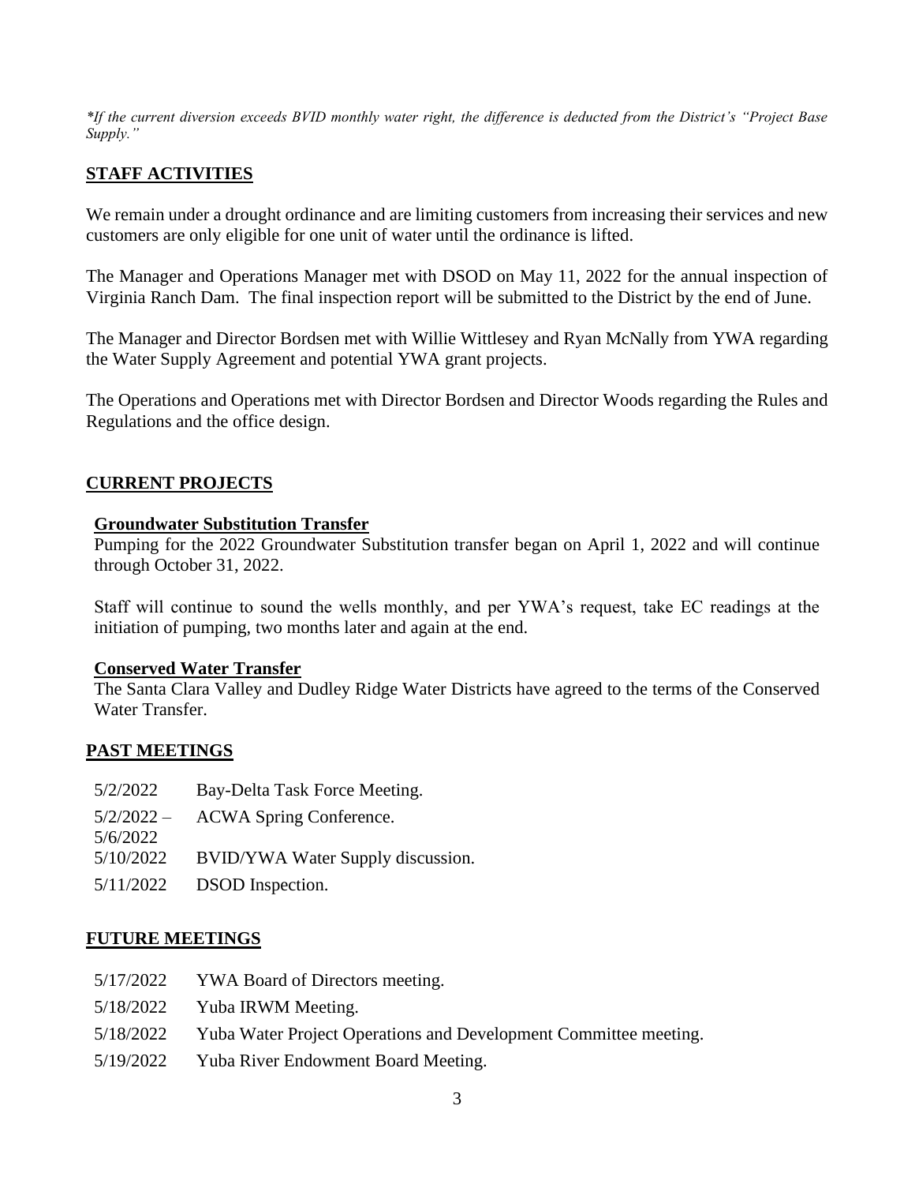*\*If the current diversion exceeds BVID monthly water right, the difference is deducted from the District's "Project Base Supply."*

## STAFF ACTIVITIES

We remain under a drought ordinance and are limiting customers from increasing their services and new customers are only eligible for one unit of water until the ordinance is lifted.

The Manager and Operations Manager met with DSOD on May 11, 2022 for the annual inspection of Virginia Ranch Dam. The final inspection report will be submitted to the District by the end of June.

The Manager and Director Bordsen met with Willie Wittlesey and Ryan McNally from YWA regarding the Water Supply Agreement and potential YWA grant projects.

The Operations and Operations met with Director Bordsen and Director Woods regarding the Rules and Regulations and the office design.

## CURRENT PROJECTS

### Groundwater Substitution Transfer

Pumping for the 2022 Groundwater Substitution transfer began on April 1, 2022 and will continue through October 31, 2022.

Staff will continue to sound the wells monthly, and per YWA's request, take EC readings at the initiation of pumping, two months later and again at the end.

### Conserved Water Transfer

The Santa Clara Valley and Dudley Ridge Water Districts have agreed to the terms of the Conserved Water Transfer.

## PAST MEETINGS

| | |
|---|---|
| 5/2/2022 | Bay-Delta Task Force Meeting. |
| 5/2/2022 – 5/6/2022 | ACWA Spring Conference. |
| 5/10/2022 | BVID/YWA Water Supply discussion. |
| 5/11/2022 | DSOD Inspection. |

## FUTURE MEETINGS

| | |
|---|---|
| 5/17/2022 | YWA Board of Directors meeting. |
| 5/18/2022 | Yuba IRWM Meeting. |
| 5/18/2022 | Yuba Water Project Operations and Development Committee meeting. |
| 5/19/2022 | Yuba River Endowment Board Meeting. |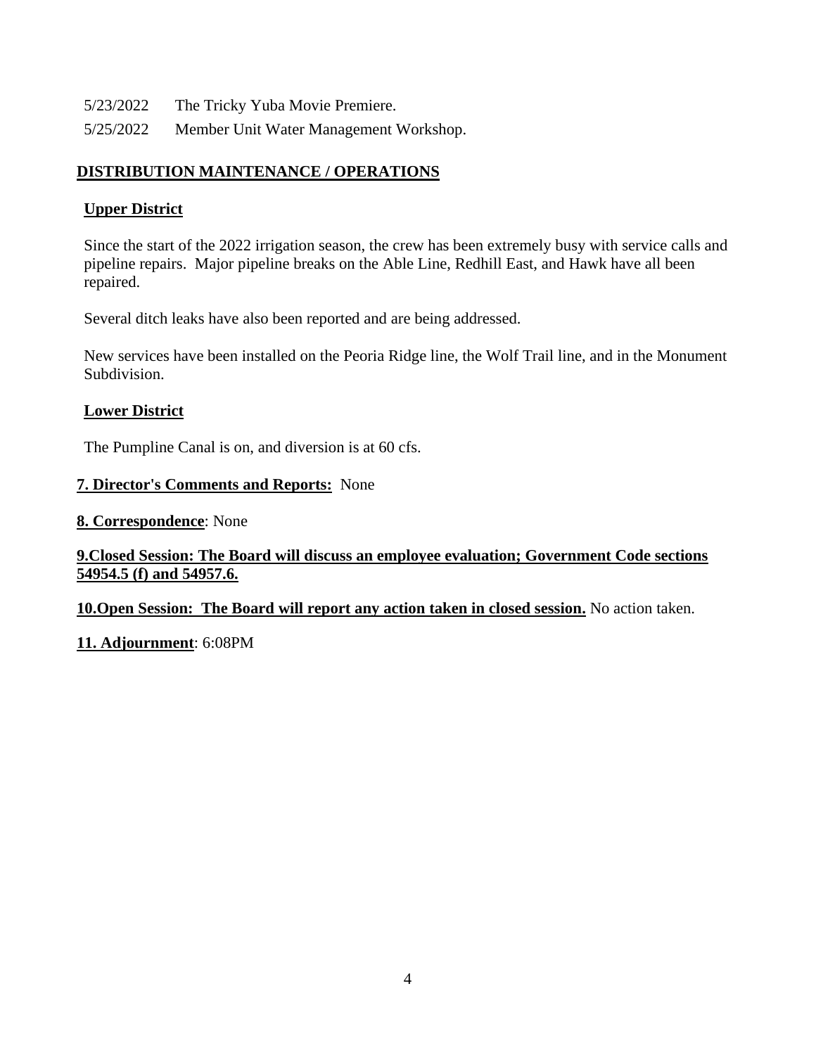5/23/2022 The Tricky Yuba Movie Premiere.

5/25/2022 Member Unit Water Management Workshop.

## DISTRIBUTION MAINTENANCE / OPERATIONS

### Upper District

Since the start of the 2022 irrigation season, the crew has been extremely busy with service calls and pipeline repairs. Major pipeline breaks on the Able Line, Redhill East, and Hawk have all been repaired.

Several ditch leaks have also been reported and are being addressed.

New services have been installed on the Peoria Ridge line, the Wolf Trail line, and in the Monument Subdivision.

### Lower District

The Pumpline Canal is on, and diversion is at 60 cfs.

**7. Director's Comments and Reports:** None

**8. Correspondence**: None

**9.Closed Session: The Board will discuss an employee evaluation; Government Code sections 54954.5 (f) and 54957.6.**

**10.Open Session: The Board will report any action taken in closed session.** No action taken.

**11. Adjournment**: 6:08PM